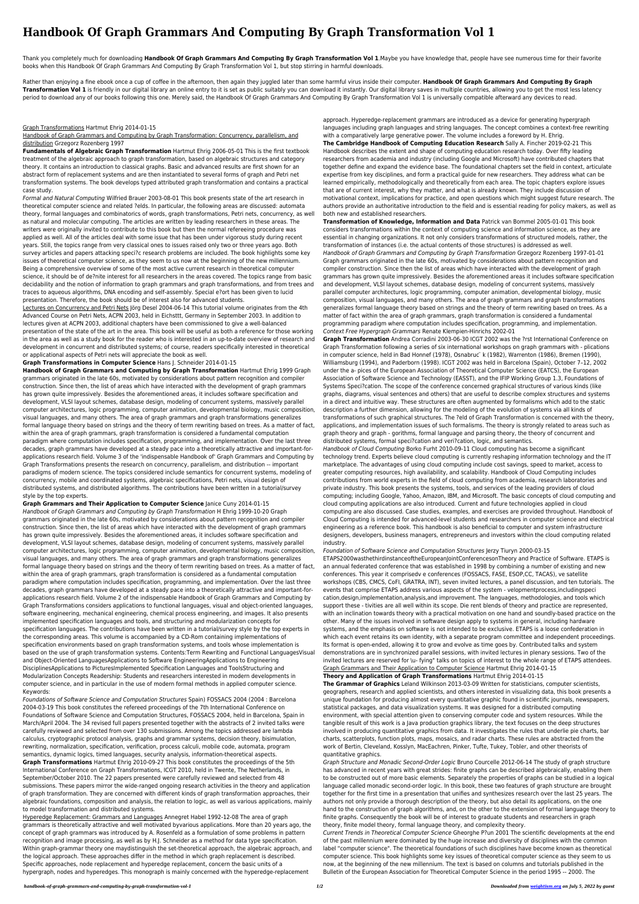# Handbook Of Graph Grammars And Computing By Graph Transformation Vol 1

Thank you completely much for downloading **Handbook Of Graph Grammars And Computing By Graph Transformation Vol 1**.Maybe you have knowledge that, people have see numerous time for their favorite books when this Handbook Of Graph Grammars And Computing By Graph Transformation Vol 1, but stop stirring in harmful downloads.

Rather than enjoying a fine ebook once a cup of coffee in the afternoon, then again they juggled later than some harmful virus inside their computer. **Handbook Of Graph Grammars And Computing By Graph Transformation Vol 1** is friendly in our digital library an online entry to it is set as public suitably you can download it instantly. Our digital library saves in multiple countries, allowing you to get the most less latency period to download any of our books following this one. Merely said, the Handbook Of Graph Grammars And Computing By Graph Transformation Vol 1 is universally compatible afterward any devices to read.

Graph Transformations Hartmut Ehrig 2014-01-15

Handbook of Graph Grammars and Computing by Graph Transformation: Concurrency, parallelism, and distribution Grzegorz Rozenberg 1997

**Fundamentals of Algebraic Graph Transformation** Hartmut Ehrig 2006-05-01 This is the first textbook treatment of the algebraic approach to graph transformation, based on algebraic structures and category theory. It contains an introduction to classical graphs. Basic and advanced results are first shown for an abstract form of replacement systems and are then instantiated to several forms of graph and Petri net transformation systems. The book develops typed attributed graph transformation and contains a practical case study.

*Formal and Natural Computing* Wilfried Brauer 2003-08-01 This book presents state of the art research in theoretical computer science and related ?elds. In particular, the following areas are discussed: automata theory, formal languages and combinatorics of words, graph transformations, Petri nets, concurrency, as well as natural and molecular computing. The articles are written by leading researchers in these areas. The writers were originally invited to contribute to this book but then the normal refereeing procedure was applied as well. All of the articles deal with some issue that has been under vigorous study during recent years. Still, the topics range from very classical ones to issues raised only two or three years ago. Both survey articles and papers attacking speci?c research problems are included. The book highlights some key issues of theoretical computer science, as they seem to us now at the beginning of the new millennium. Being a comprehensive overview of some of the most active current research in theoretical computer science, it should be of de?nite interest for all researchers in the areas covered. The topics range from basic decidability and the notion of information to graph grammars and graph transformations, and from trees and traces to aqueous algorithms, DNA encoding and self-assembly. Special e?ort has been given to lucid presentation. Therefore, the book should be of interest also for advanced students.

Lectures on Concurrency and Petri Nets Jörg Desel 2004-06-14 This tutorial volume originates from the 4th Advanced Course on Petri Nets, ACPN 2003, held in Eichsttt, Germany in September 2003. In addition to lectures given at ACPN 2003, additional chapters have been commissioned to give a well-balanced presentation of the state of the art in the area. This book will be useful as both a reference for those working in the area as well as a study book for the reader who is interested in an up-to-date overview of research and development in concurrent and distributed systems; of course, readers specifically interested in theoretical or applicational aspects of Petri nets will appreciate the book as well.

**Graph Transformations in Computer Science** Hans J. Schneider 2014-01-15

**Handbook of Graph Grammars and Computing by Graph Transformation** Hartmut Ehrig 1999 Graph grammars originated in the late 60s, motivated by considerations about pattern recognition and compiler construction. Since then, the list of areas which have interacted with the development of graph grammars has grown quite impressively. Besides the aforementioned areas, it includes software specification and development, VLSI layout schemes, database design, modeling of concurrent systems, massively parallel computer architectures, logic programming, computer animation, developmental biology, music composition, visual languages, and many others. The area of graph grammars and graph transformations generalizes formal language theory based on strings and the theory of term rewriting based on trees. As a matter of fact, within the area of graph grammars, graph transformation is considered a fundamental computation paradigm where computation includes specification, programming, and implementation. Over the last three decades, graph grammars have developed at a steady pace into a theoretically attractive and important-for-applications research field. Volume 3 of the 'indispensable Handbook of' Graph Grammars and Computing by Graph Transformations presents the research on concurrency, parallelism, and distribution -- important paradigms of modern science. The topics considered include semantics for concurrent systems, modeling of concurrency, mobile and coordinated systems, algebraic specifications, Petri nets, visual design of distributed systems, and distributed algorithms. The contributions have been written in a tutorial/survey style by the top experts.

**Graph Grammars and Their Application to Computer Science** Janice Cuny 2014-01-15

*Handbook of Graph Grammars and Computing by Graph Transformation* H Ehrig 1999-10-20 Graph grammars originated in the late 60s, motivated by considerations about pattern recognition and compiler construction. Since then, the list of areas which have interacted with the development of graph grammars has grown quite impressively. Besides the aforementioned areas, it includes software specification and development, VLSI layout schemes, database design, modeling of concurrent systems, massively parallel computer architectures, logic programming, computer animation, developmental biology, music composition, visual languages, and many others. The area of graph grammars and graph transformations generalizes formal language theory based on strings and the theory of term rewriting based on trees. As a matter of fact, within the area of graph grammars, graph transformation is considered a fundamental computation paradigm where computation includes specification, programming, and implementation. Over the last three decades, graph grammars have developed at a steady pace into a theoretically attractive and important-for-applications research field. Volume 2 of the indispensable Handbook of Graph Grammars and Computing by Graph Transformations considers applications to functional languages, visual and object-oriented languages, software engineering, mechanical engineering, chemical process engineering, and images. It also presents implemented specification languages and tools, and structuring and modularization concepts for specification languages. The contributions have been written in a tutorial/survey style by the top experts in the corresponding areas. This volume is accompanied by a CD-Rom containing implementations of specification environments based on graph transformation systems, and tools whose implementation is based on the use of graph transformation systems. Contents:Term Rewriting and Functional LanguagesVisual and Object-Oriented LanguagesApplications to Software EngineeringApplications to Engineering DisciplinesApplications to PicturesImplemented Specification Languages and ToolsStructuring and Modularization Concepts Readership: Students and researchers interested in modern developments in computer science, and in particular in the use of modern formal methods in applied computer science. Keywords:

*Foundations of Software Science and Computation Structures* Spain) FOSSACS 2004 (2004 : Barcelona 2004-03-19 This book constitutes the refereed proceedings of the 7th International Conference on Foundations of Software Science and Computation Structures, FOSSACS 2004, held in Barcelona, Spain in March/April 2004. The 34 revised full papers presented together with the abstracts of 2 invited talks were carefully reviewed and selected from over 130 submissions. Among the topics addressed are lambda calculus, cryptographic protocol analysis, graphs and grammar systems, decision theory, bisimulation, rewriting, normalization, specification, verification, process calculi, mobile code, automata, program semantics, dynamic logics, timed languages, security analysis, information-theoretical aspects.

**Graph Transformations** Hartmut Ehrig 2010-09-27 This book constitutes the proceedings of the 5th International Conference on Graph Transformations, ICGT 2010, held in Twente, The Netherlands, in September/October 2010. The 22 papers presented were carefully reviewed and selected from 48 submissions. These papers mirror the wide-ranged ongoing research activities in the theory and application of graph transformation. They are concerned with different kinds of graph transformation approaches, their algebraic foundations, composition and analysis, the relation to logic, as well as various applications, mainly to model transformation and distributed systems.

Hyperedge Replacement: Grammars and Languages Annegret Habel 1992-12-08 The area of graph grammars is theoretically attractive and well motivated byvarious applications. More than 20 years ago, the concept of graph grammars was introduced by A. Rosenfeld as a formulation of some problems in pattern recognition and image processing, as well as by H.J. Schneider as a method for data type specification. Within graph-grammar theory one maydistinguish the set-theoretical approach, the algebraic approach, and the logical approach. These approaches differ in the method in which graph replacement is described. Specific approaches, node replacement and hyperedge replacement, concern the basic units of a hypergraph, nodes and hyperedges. This monograph is mainly concerned with the hyperedge-replacement approach. Hyperedge-replacement grammars are introduced as a device for generating hypergraph languages including graph languages and string languages. The concept combines a context-free rewriting with a comparatively large generative power. The volume includes a foreword by H. Ehrig.

**The Cambridge Handbook of Computing Education Research** Sally A. Fincher 2019-02-21 This Handbook describes the extent and shape of computing education research today. Over fifty leading researchers from academia and industry (including Google and Microsoft) have contributed chapters that together define and expand the evidence base. The foundational chapters set the field in context, articulate expertise from key disciplines, and form a practical guide for new researchers. They address what can be learned empirically, methodologically and theoretically from each area. The topic chapters explore issues that are of current interest, why they matter, and what is already known. They include discussion of motivational context, implications for practice, and open questions which might suggest future research. The authors provide an authoritative introduction to the field and is essential reading for policy makers, as well as both new and established researchers.

**Transformation of Knowledge, Information and Data** Patrick van Bommel 2005-01-01 This book considers transformations within the context of computing science and information science, as they are essential in changing organizations. It not only considers transformations of structured models, rather, the transformation of instances (i.e. the actual contents of those structures) is addressed as well.

*Handbook of Graph Grammars and Computing by Graph Transformation* Grzegorz Rozenberg 1997-01-01 Graph grammars originated in the late 60s, motivated by considerations about pattern recognition and compiler construction. Since then the list of areas which have interacted with the development of graph grammars has grown quite impressively. Besides the aforementioned areas it includes software specification and development, VLSI layout schemes, database design, modeling of concurrent systems, massively parallel computer architectures, logic programming, computer animation, developmental biology, music composition, visual languages, and many others. The area of graph grammars and graph transformations generalizes formal language theory based on strings and the theory of term rewriting based on trees. As a matter of fact within the area of graph grammars, graph transformation is considered a fundamental programming paradigm where computation includes specification, programming, and implementation.

*Context Free Hypergraph Grammars* Renate Klempien-Hinrichs 2002-01

**Graph Transformation** Andrea Corradini 2003-06-30 ICGT 2002 was the ?rst International Conference on Graph Transformation following a series of six international workshops on graph grammars with - plications in computer science, held in Bad Honnef (1978), Osnabruc ̈ k (1982), Warrenton (1986), Bremen (1990), Williamsburg (1994), and Paderborn (1998). ICGT 2002 was held in Barcelona (Spain), October 7–12, 2002 under the a- pices of the European Association of Theoretical Computer Science (EATCS), the European Association of Software Science and Technology (EASST), and the IFIP Working Group 1.3, Foundations of Systems Speci?cation. The scope of the conference concerned graphical structures of various kinds (like graphs, diagrams, visual sentences and others) that are useful to describe complex structures and systems in a direct and intuitive way. These structures are often augmented by formalisms which add to the static description a further dimension, allowing for the modeling of the evolution of systems via all kinds of transformations of such graphical structures. The ?eld of Graph Transformation is concerned with the theory, applications, and implementation issues of such formalisms. The theory is strongly related to areas such as graph theory and graph - gorithms, formal language and parsing theory, the theory of concurrent and distributed systems, formal speci?cation and veri?cation, logic, and semantics.

*Handbook of Cloud Computing* Borko Furht 2010-09-11 Cloud computing has become a significant technology trend. Experts believe cloud computing is currently reshaping information technology and the IT marketplace. The advantages of using cloud computing include cost savings, speed to market, access to greater computing resources, high availability, and scalability. Handbook of Cloud Computing includes contributions from world experts in the field of cloud computing from academia, research laboratories and private industry. This book presents the systems, tools, and services of the leading providers of cloud computing; including Google, Yahoo, Amazon, IBM, and Microsoft. The basic concepts of cloud computing and cloud computing applications are also introduced. Current and future technologies applied in cloud computing are also discussed. Case studies, examples, and exercises are provided throughout. Handbook of Cloud Computing is intended for advanced-level students and researchers in computer science and electrical engineering as a reference book. This handbook is also beneficial to computer and system infrastructure designers, developers, business managers, entrepreneurs and investors within the cloud computing related industry.

*Foundation of Software Science and Computation Structures* Jerzy Tiuryn 2000-03-15 ETAPS2000wasthethirdinstanceoftheEuropeanJointConferencesonTheory and Practice of Software. ETAPS is an annual federated conference that was established in 1998 by combining a number of existing and new conferences. This year it comprisedv e conferences (FOSSACS, FASE, ESOP,CC, TACAS), ve satellite workshops (CBS, CMCS, CoFI, GRATRA, INT), seven invited lectures, a panel discussion, and ten tutorials. The events that comprise ETAPS address various aspects of the system - velopmentprocess,includingspeci cation,design,implementation,analysis,and improvement. The languages, methodologies, and tools which support these - tivities are all well within its scope. Die rent blends of theory and practice are represented, with an inclination towards theory with a practical motivation on one hand and soundly-based practice on the other. Many of the issues involved in software design apply to systems in general, including hardware systems, and the emphasis on software is not intended to be exclusive. ETAPS is a loose confederation in which each event retains its own identity, with a separate program committee and independent proceedings. Its format is open-ended, allowing it to grow and evolve as time goes by. Contributed talks and system demonstrations are in synchronized parallel sessions, with invited lectures in plenary sessions. Two of the invited lectures are reserved for \u- fying" talks on topics of interest to the whole range of ETAPS attendees.

Graph Grammars and Their Application to Computer Science Hartmut Ehrig 2014-01-15

**Theory and Application of Graph Transformations** Hartmut Ehrig 2014-01-15

**The Grammar of Graphics** Leland Wilkinson 2013-03-09 Written for statisticians, computer scientists, geographers, research and applied scientists, and others interested in visualizing data, this book presents a unique foundation for producing almost every quantitative graphic found in scientific journals, newspapers, statistical packages, and data visualization systems. It was designed for a distributed computing environment, with special attention given to conserving computer code and system resources. While the tangible result of this work is a Java production graphics library, the text focuses on the deep structures involved in producing quantitative graphics from data. It investigates the rules that underlie pie charts, bar charts, scatterplots, function plots, maps, mosaics, and radar charts. These rules are abstracted from the work of Bertin, Cleveland, Kosslyn, MacEachren, Pinker, Tufte, Tukey, Tobler, and other theorists of quantitative graphics.

*Graph Structure and Monadic Second-Order Logic* Bruno Courcelle 2012-06-14 The study of graph structure has advanced in recent years with great strides: finite graphs can be described algebraically, enabling them to be constructed out of more basic elements. Separately the properties of graphs can be studied in a logical language called monadic second-order logic. In this book, these two features of graph structure are brought together for the first time in a presentation that unifies and synthesizes research over the last 25 years. The authors not only provide a thorough description of the theory, but also detail its applications, on the one hand to the construction of graph algorithms, and, on the other to the extension of formal language theory to finite graphs. Consequently the book will be of interest to graduate students and researchers in graph theory, finite model theory, formal language theory, and complexity theory.

*Current Trends in Theoretical Computer Science* Gheorghe P?un 2001 The scientific developments at the end of the past millennium were dominated by the huge increase and diversity of disciplines with the common label "computer science". The theoretical foundations of such disciplines have become known as theoretical computer science. This book highlights some key issues of theoretical computer science as they seem to us now, at the beginning of the new millennium. The text is based on columns and tutorials published in the Bulletin of the European Association for Theoretical Computer Science in the period 1995 -- 2000. The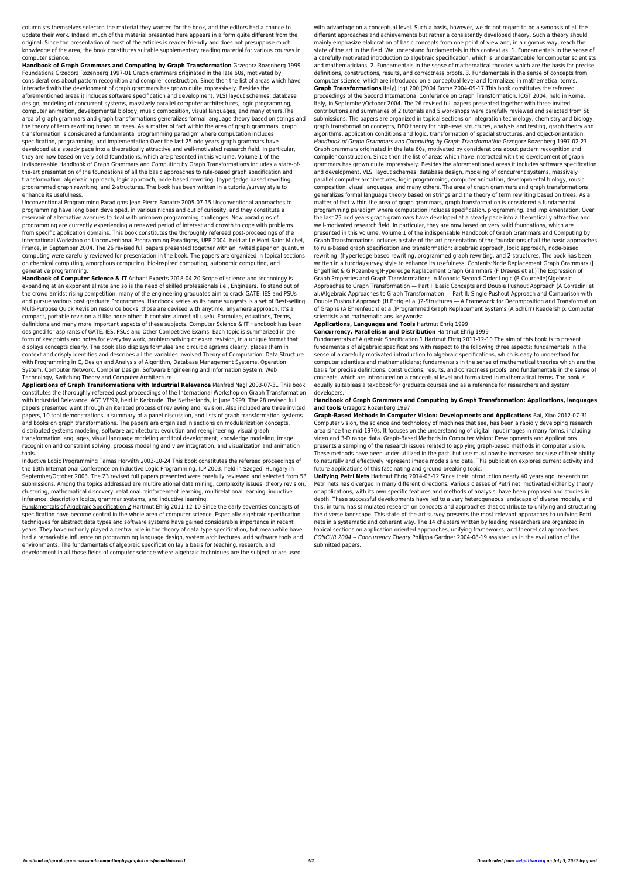columnists themselves selected the material they wanted for the book, and the editors had a chance to update their work. Indeed, much of the material presented here appears in a form quite different from the original. Since the presentation of most of the articles is reader-friendly and does not presuppose much knowledge of the area, the book constitutes suitable supplementary reading material for various courses in computer science.

**Handbook of Graph Grammars and Computing by Graph Transformation** Grzegorz Rozenberg 1999

Foundations Grzegorz Rozenberg 1997-01 Graph grammars originated in the late 60s, motivated by considerations about pattern recognition and compiler construction. Since then the list of areas which have interacted with the development of graph grammars has grown quite impressively. Besides the aforementioned areas it includes software specification and development, VLSI layout schemes, database design, modeling of concurrent systems, massively parallel computer architectures, logic programming, computer animation, developmental biology, music composition, visual languages, and many others.The area of graph grammars and graph transformations generalizes formal language theory based on strings and the theory of term rewriting based on trees. As a matter of fact within the area of graph grammars, graph transformation is considered a fundamental programming paradigm where computation includes specification, programming, and implementation.Over the last 25-odd years graph grammars have developed at a steady pace into a theoretically attractive and well-motivated research field. In particular, they are now based on very solid foundations, which are presented in this volume. Volume 1 of the indispensable Handbook of Graph Grammars and Computing by Graph Transformations includes a state-of-the-art presentation of the foundations of all the basic approaches to rule-based graph specification and transformation: algebraic approach, logic approach, node-based rewriting, (hyper)edge-based rewriting, programmed graph rewriting, and 2-structures. The book has been written in a tutorial/survey style to enhance its usefulness.

Unconventional Programming Paradigms Jean-Pierre Banatre 2005-07-15 Unconventional approaches to programming have long been developed, in various niches and out of curiosity, and they constitute a reservoir of alternative avenues to deal with unknown programming challenges. New paradigms of programming are currently experiencing a renewed period of interest and growth to cope with problems from specific application domains. This book constitutes the thoroughly refereed post-proceedings of the International Workshop on Unconventional Programming Paradigms, UPP 2004, held at Le Mont Saint Michel, France, in September 2004. The 26 revised full papers presented together with an invited paper on quantum computing were carefully reviewed for presentation in the book. The papers are organized in topical sections on chemical computing, amorphous computing, bio-inspired computing, autonomic computing, and generative programming.

**Handbook of Computer Science & IT** Arihant Experts 2018-04-20 Scope of science and technology is expanding at an exponential rate and so is the need of skilled professionals i.e., Engineers. To stand out of the crowd amidst rising competition, many of the engineering graduates aim to crack GATE, IES and PSUs and pursue various post graduate Programmes. Handbook series as its name suggests is a set of Best-selling Multi-Purpose Quick Revision resource books, those are devised with anytime, anywhere approach. It's a compact, portable revision aid like none other. It contains almost all useful Formulae, equations, Terms, definitions and many more important aspects of these subjects. Computer Science & IT Handbook has been designed for aspirants of GATE, IES, PSUs and Other Competitive Exams. Each topic is summarized in the form of key points and notes for everyday work, problem solving or exam revision, in a unique format that displays concepts clearly. The book also displays formulae and circuit diagrams clearly, places them in context and crisply identities and describes all the variables involved Theory of Computation, Data Structure with Programming in C, Design and Analysis of Algorithm, Database Management Systems, Operation System, Computer Network, Compiler Design, Software Engineering and Information System, Web Technology, Switching Theory and Computer Architecture

**Applications of Graph Transformations with Industrial Relevance** Manfred Nagl 2003-07-31 This book constitutes the thoroughly refereed post-proceedings of the International Workshop on Graph Transformation with Industrial Relevance, AGTIVE'99, held in Kerkrade, The Netherlands, in June 1999. The 28 revised full papers presented went through an iterated process of reviewing and revision. Also included are three invited papers, 10 tool demonstrations, a summary of a panel discussion, and lists of graph transformation systems and books on graph transformations. The papers are organized in sections on modularization concepts, distributed systems modeling, software architecture: evolution and reengineering, visual graph transformation languages, visual language modeling and tool development, knowledge modeling, image recognition and constraint solving, process modeling and view integration, and visualization and animation tools.

Inductive Logic Programming Tamas Horváth 2003-10-24 This book constitutes the refereed proceedings of the 13th International Conference on Inductive Logic Programming, ILP 2003, held in Szeged, Hungary in September/October 2003. The 23 revised full papers presented were carefully reviewed and selected from 53 submissions. Among the topics addressed are multirelational data mining, complexity issues, theory revision, clustering, mathematical discovery, relational reinforcement learning, multirelational learning, inductive inference, description logics, grammar systems, and inductive learning.

Fundamentals of Algebraic Specification 2 Hartmut Ehrig 2011-12-10 Since the early seventies concepts of specification have become central in the whole area of computer science. Especially algebraic specification techniques for abstract data types and software systems have gained considerable importance in recent years. They have not only played a central role in the theory of data type specification, but meanwhile have had a remarkable influence on programming language design, system architectures, arid software tools and environments. The fundamentals of algebraic specification lay a basis for teaching, research, and development in all those fields of computer science where algebraic techniques are the subject or are used with advantage on a conceptual level. Such a basis, however, we do not regard to be a synopsis of all the different approaches and achievements but rather a consistently developed theory. Such a theory should mainly emphasize elaboration of basic concepts from one point of view and, in a rigorous way, reach the state of the art in the field. We understand fundamentals in this context as: 1. Fundamentals in the sense of a carefully motivated introduction to algebraic specification, which is understandable for computer scientists and mathematicians. 2. Fundamentals in the sense of mathematical theories which are the basis for precise definitions, constructions, results, and correctness proofs. 3. Fundamentals in the sense of concepts from computer science, which are introduced on a conceptual level and formalized in mathematical terms.

**Graph Transformations** Italy) Icgt 200 (2004 Rome 2004-09-17 This book constitutes the refereed proceedings of the Second International Conference on Graph Transformation, ICGT 2004, held in Rome, Italy, in September/October 2004. The 26 revised full papers presented together with three invited contributions and summaries of 2 tutorials and 5 workshops were carefully reviewed and selected from 58 submissions. The papers are organized in topical sections on integration technology, chemistry and biology, graph transformation concepts, DPO theory for high-level structures, analysis and testing, graph theory and algorithms, application conditions and logic, transformation of special structures, and object-orientation.

*Handbook of Graph Grammars and Computing by Graph Transformation* Grzegorz Rozenberg 1997-02-27 Graph grammars originated in the late 60s, motivated by considerations about pattern recognition and compiler construction. Since then the list of areas which have interacted with the development of graph grammars has grown quite impressively. Besides the aforementioned areas it includes software specification and development, VLSI layout schemes, database design, modeling of concurrent systems, massively parallel computer architectures, logic programming, computer animation, developmental biology, music composition, visual languages, and many others. The area of graph grammars and graph transformations generalizes formal language theory based on strings and the theory of term rewriting based on trees. As a matter of fact within the area of graph grammars, graph transformation is considered a fundamental programming paradigm where computation includes specification, programming, and implementation. Over the last 25-odd years graph grammars have developed at a steady pace into a theoretically attractive and well-motivated research field. In particular, they are now based on very solid foundations, which are presented in this volume. Volume 1 of the indispensable Handbook of Graph Grammars and Computing by Graph Transformations includes a state-of-the-art presentation of the foundations of all the basic approaches to rule-based graph specification and transformation: algebraic approach, logic approach, node-based rewriting, (hyper)edge-based rewriting, programmed graph rewriting, and 2-structures. The book has been written in a tutorial/survey style to enhance its usefulness. Contents:Node Replacement Graph Grammars (J Engelfriet & G Rozenberg)Hyperedge Replacement Graph Grammars (F Drewes et al.)The Expression of Graph Properties and Graph Transformations in Monadic Second-Order Logic (B Courcelle)Algebraic Approaches to Graph Transformation — Part I: Basic Concepts and Double Pushout Approach (A Corradini et al.)Algebraic Approaches to Graph Transformation — Part II: Single Pushout Approach and Comparison with Double Pushout Approach (H Ehrig et al.)2-Structures — A Framework for Decomposition and Transformation of Graphs (A Ehrenfeucht et al.)Programmed Graph Replacement Systems (A Schürr) Readership: Computer scientists and mathematicians. keywords:

**Applications, Languages and Tools** Hartmut Ehrig 1999

**Concurrency, Parallelism and Distribution** Hartmut Ehrig 1999

Fundamentals of Algebraic Specification 1 Hartmut Ehrig 2011-12-10 The aim of this book is to present fundamentals of algebraic specifications with respect to the following three aspects: fundamentals in the sense of a carefully motivated introduction to algebraic specifications, which is easy to understand for computer scientists and mathematicians; fundamentals in the sense of mathematical theories which are the basis for precise definitions, constructions, results, and correctness proofs; and fundamentals in the sense of concepts, which are introduced on a conceptual level and formalized in mathematical terms. The book is equally suitableas a text book for graduate courses and as a reference for researchers and system developers.

**Handbook of Graph Grammars and Computing by Graph Transformation: Applications, languages and tools** Grzegorz Rozenberg 1997

**Graph-Based Methods in Computer Vision: Developments and Applications** Bai, Xiao 2012-07-31 Computer vision, the science and technology of machines that see, has been a rapidly developing research area since the mid-1970s. It focuses on the understanding of digital input images in many forms, including video and 3-D range data. Graph-Based Methods in Computer Vision: Developments and Applications presents a sampling of the research issues related to applying graph-based methods in computer vision. These methods have been under-utilized in the past, but use must now be increased because of their ability to naturally and effectively represent image models and data. This publication explores current activity and future applications of this fascinating and ground-breaking topic.

**Unifying Petri Nets** Hartmut Ehrig 2014-03-12 Since their introduction nearly 40 years ago, research on Petri nets has diverged in many different directions. Various classes of Petri net, motivated either by theory or applications, with its own specific features and methods of analysis, have been proposed and studies in depth. These successful developments have led to a very heterogeneous landscape of diverse models, and this, in turn, has stimulated research on concepts and approaches that contribute to unifying and structuring the diverse landscape. This state-of-the-art survey presents the most relevant approaches to unifying Petri nets in a systematic and coherent way. The 14 chapters written by leading researchers are organized in topical sections on application-oriented approaches, unifying frameworks, and theoretical approaches.

*CONCUR 2004 -- Concurrency Theory* Philippa Gardner 2004-08-19 assisted us in the evaluation of the submitted papers.